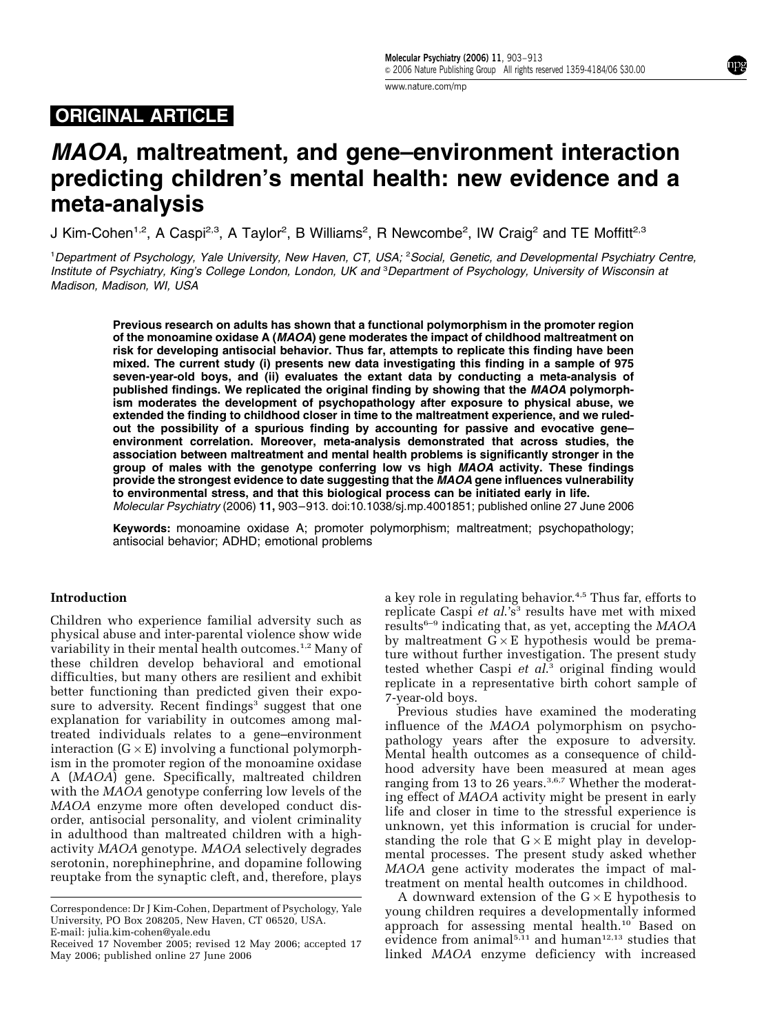ORIGINAL ARTICLE

# *MAOA*, maltreatment, and gene–environment interaction predicting children's mental health: new evidence and a meta-analysis

J Kim-Cohen[1,2], A Caspi[2,3], A Taylor[2], B Williams[2], R Newcombe[2], IW Craig[2] and TE Moffitt[2,3]

[1]*Department of Psychology, Yale University, New Haven, CT, USA;* [2]*Social, Genetic, and Developmental Psychiatry Centre, Institute of Psychiatry, King's College London, London, UK and* [3]*Department of Psychology, University of Wisconsin at Madison, Madison, WI, USA*

**Previous research on adults has shown that a functional polymorphism in the promoter region of the monoamine oxidase A (*MAOA*) gene moderates the impact of childhood maltreatment on risk for developing antisocial behavior. Thus far, attempts to replicate this finding have been mixed. The current study (i) presents new data investigating this finding in a sample of 975 seven-year-old boys, and (ii) evaluates the extant data by conducting a meta-analysis of published findings. We replicated the original finding by showing that the *MAOA* polymorphism moderates the development of psychopathology after exposure to physical abuse, we extended the finding to childhood closer in time to the maltreatment experience, and we ruled-out the possibility of a spurious finding by accounting for passive and evocative gene–environment correlation. Moreover, meta-analysis demonstrated that across studies, the association between maltreatment and mental health problems is significantly stronger in the group of males with the genotype conferring low vs high *MAOA* activity. These findings provide the strongest evidence to date suggesting that the *MAOA* gene influences vulnerability to environmental stress, and that this biological process can be initiated early in life.**

*Molecular Psychiatry* (2006) **11,** 903–913. doi:10.1038/sj.mp.4001851; published online 27 June 2006

**Keywords:** monoamine oxidase A; promoter polymorphism; maltreatment; psychopathology; antisocial behavior; ADHD; emotional problems

## Introduction

Children who experience familial adversity such as physical abuse and inter-parental violence show wide variability in their mental health outcomes.[1,2] Many of these children develop behavioral and emotional difficulties, but many others are resilient and exhibit better functioning than predicted given their exposure to adversity. Recent findings[3] suggest that one explanation for variability in outcomes among maltreated individuals relates to a gene–environment interaction (G × E) involving a functional polymorphism in the promoter region of the monoamine oxidase A (*MAOA*) gene. Specifically, maltreated children with the *MAOA* genotype conferring low levels of the *MAOA* enzyme more often developed conduct disorder, antisocial personality, and violent criminality in adulthood than maltreated children with a high-activity *MAOA* genotype. *MAOA* selectively degrades serotonin, norephinephrine, and dopamine following reuptake from the synaptic cleft, and, therefore, plays a key role in regulating behavior.[4,5] Thus far, efforts to replicate Caspi *et al.*'s[3] results have met with mixed results[6–9] indicating that, as yet, accepting the *MAOA* by maltreatment G × E hypothesis would be premature without further investigation. The present study tested whether Caspi *et al.*[3] original finding would replicate in a representative birth cohort sample of 7-year-old boys.

Previous studies have examined the moderating influence of the *MAOA* polymorphism on psychopathology years after the exposure to adversity. Mental health outcomes as a consequence of childhood adversity have been measured at mean ages ranging from 13 to 26 years.[3,6,7] Whether the moderating effect of *MAOA* activity might be present in early life and closer in time to the stressful experience is unknown, yet this information is crucial for understanding the role that G × E might play in developmental processes. The present study asked whether *MAOA* gene activity moderates the impact of maltreatment on mental health outcomes in childhood.

A downward extension of the G × E hypothesis to young children requires a developmentally informed approach for assessing mental health.[10] Based on evidence from animal[5,11] and human[12,13] studies that linked *MAOA* enzyme deficiency with increased

Correspondence: Dr J Kim-Cohen, Department of Psychology, Yale University, PO Box 208205, New Haven, CT 06520, USA.
E-mail: julia.kim-cohen@yale.edu

Received 17 November 2005; revised 12 May 2006; accepted 17 May 2006; published online 27 June 2006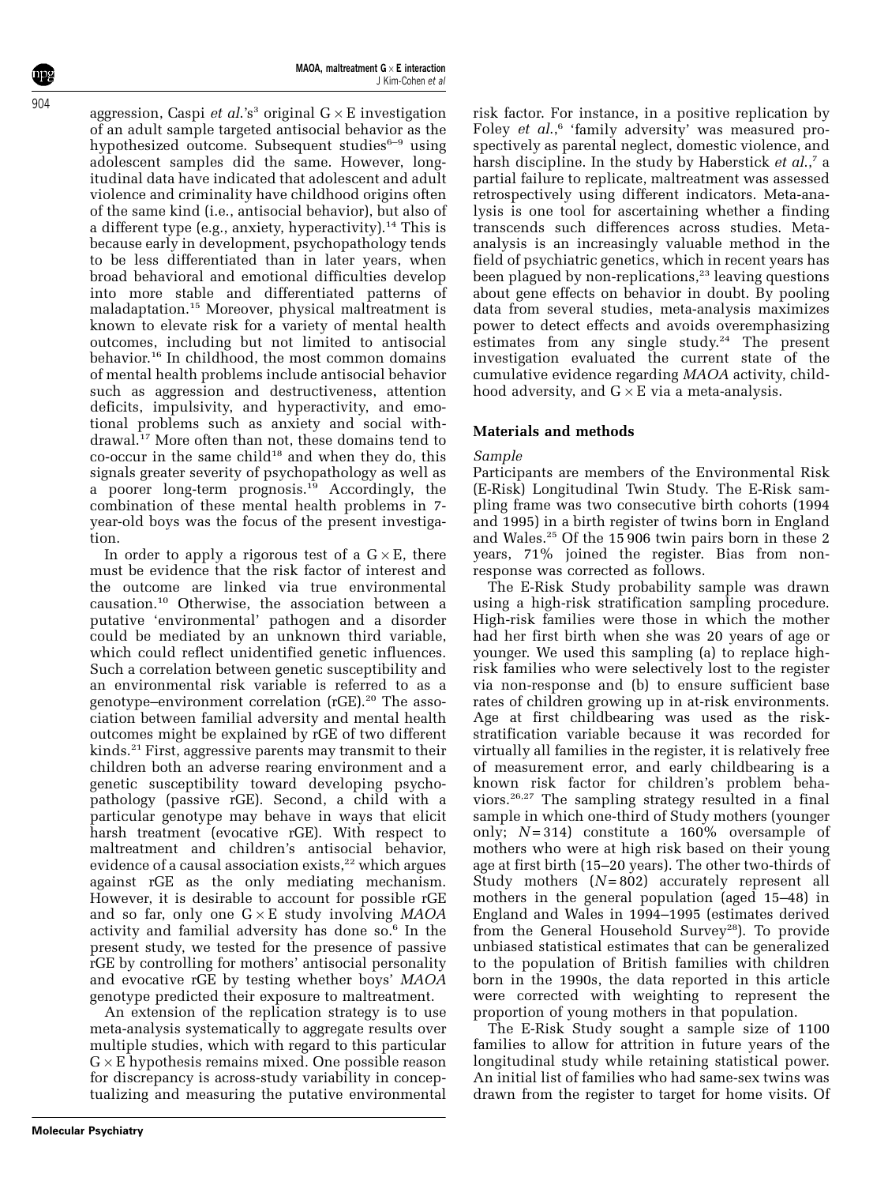aggression, Caspi *et al.*'s[3] original G × E investigation of an adult sample targeted antisocial behavior as the hypothesized outcome. Subsequent studies[6–9] using adolescent samples did the same. However, longitudinal data have indicated that adolescent and adult violence and criminality have childhood origins often of the same kind (i.e., antisocial behavior), but also of a different type (e.g., anxiety, hyperactivity).[14] This is because early in development, psychopathology tends to be less differentiated than in later years, when broad behavioral and emotional difficulties develop into more stable and differentiated patterns of maladaptation.[15] Moreover, physical maltreatment is known to elevate risk for a variety of mental health outcomes, including but not limited to antisocial behavior.[16] In childhood, the most common domains of mental health problems include antisocial behavior such as aggression and destructiveness, attention deficits, impulsivity, and hyperactivity, and emotional problems such as anxiety and social withdrawal.[17] More often than not, these domains tend to co-occur in the same child[18] and when they do, this signals greater severity of psychopathology as well as a poorer long-term prognosis.[19] Accordingly, the combination of these mental health problems in 7-year-old boys was the focus of the present investigation.

In order to apply a rigorous test of a G × E, there must be evidence that the risk factor of interest and the outcome are linked via true environmental causation.[10] Otherwise, the association between a putative 'environmental' pathogen and a disorder could be mediated by an unknown third variable, which could reflect unidentified genetic influences. Such a correlation between genetic susceptibility and an environmental risk variable is referred to as a genotype–environment correlation (rGE).[20] The association between familial adversity and mental health outcomes might be explained by rGE of two different kinds.[21] First, aggressive parents may transmit to their children both an adverse rearing environment and a genetic susceptibility toward developing psychopathology (passive rGE). Second, a child with a particular genotype may behave in ways that elicit harsh treatment (evocative rGE). With respect to maltreatment and children's antisocial behavior, evidence of a causal association exists,[22] which argues against rGE as the only mediating mechanism. However, it is desirable to account for possible rGE and so far, only one G × E study involving *MAOA* activity and familial adversity has done so.[6] In the present study, we tested for the presence of passive rGE by controlling for mothers' antisocial personality and evocative rGE by testing whether boys' *MAOA* genotype predicted their exposure to maltreatment.

An extension of the replication strategy is to use meta-analysis systematically to aggregate results over multiple studies, which with regard to this particular G × E hypothesis remains mixed. One possible reason for discrepancy is across-study variability in conceptualizing and measuring the putative environmental risk factor. For instance, in a positive replication by Foley *et al.*,[6] 'family adversity' was measured prospectively as parental neglect, domestic violence, and harsh discipline. In the study by Haberstick *et al.*,[7] a partial failure to replicate, maltreatment was assessed retrospectively using different indicators. Meta-analysis is one tool for ascertaining whether a finding transcends such differences across studies. Meta-analysis is an increasingly valuable method in the field of psychiatric genetics, which in recent years has been plagued by non-replications,[23] leaving questions about gene effects on behavior in doubt. By pooling data from several studies, meta-analysis maximizes power to detect effects and avoids overemphasizing estimates from any single study.[24] The present investigation evaluated the current state of the cumulative evidence regarding *MAOA* activity, childhood adversity, and G × E via a meta-analysis.

## Materials and methods

### *Sample*

Participants are members of the Environmental Risk (E-Risk) Longitudinal Twin Study. The E-Risk sampling frame was two consecutive birth cohorts (1994 and 1995) in a birth register of twins born in England and Wales.[25] Of the 15 906 twin pairs born in these 2 years, 71% joined the register. Bias from non-response was corrected as follows.

The E-Risk Study probability sample was drawn using a high-risk stratification sampling procedure. High-risk families were those in which the mother had her first birth when she was 20 years of age or younger. We used this sampling (a) to replace high-risk families who were selectively lost to the register via non-response and (b) to ensure sufficient base rates of children growing up in at-risk environments. Age at first childbearing was used as the risk-stratification variable because it was recorded for virtually all families in the register, it is relatively free of measurement error, and early childbearing is a known risk factor for children's problem behaviors.[26,27] The sampling strategy resulted in a final sample in which one-third of Study mothers (younger only; $N = 314$) constitute a 160% oversample of mothers who were at high risk based on their young age at first birth (15–20 years). The other two-thirds of Study mothers ($N = 802$) accurately represent all mothers in the general population (aged 15–48) in England and Wales in 1994–1995 (estimates derived from the General Household Survey[28]). To provide unbiased statistical estimates that can be generalized to the population of British families with children born in the 1990s, the data reported in this article were corrected with weighting to represent the proportion of young mothers in that population.

The E-Risk Study sought a sample size of 1100 families to allow for attrition in future years of the longitudinal study while retaining statistical power. An initial list of families who had same-sex twins was drawn from the register to target for home visits. Of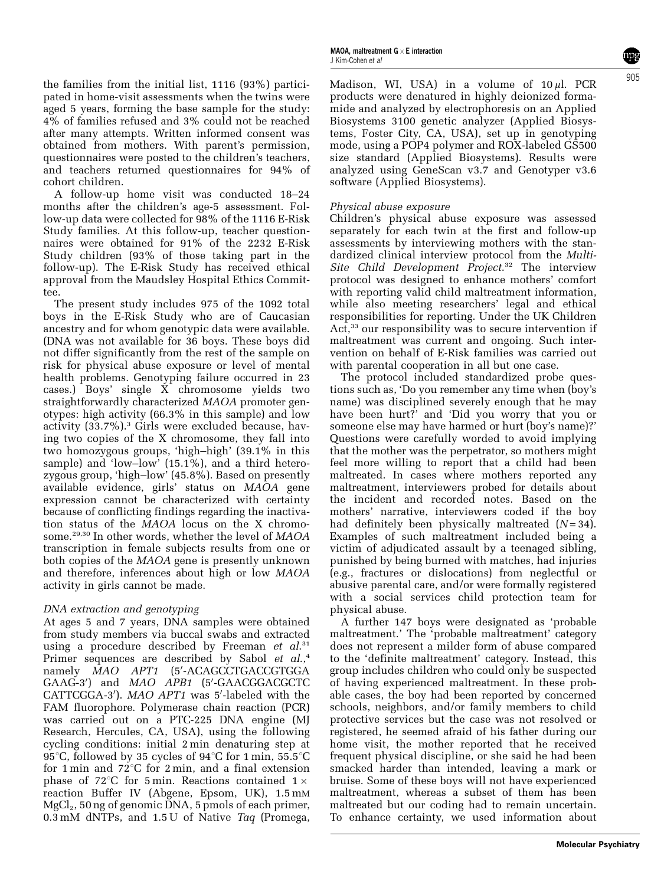the families from the initial list, 1116 (93%) participated in home-visit assessments when the twins were aged 5 years, forming the base sample for the study: 4% of families refused and 3% could not be reached after many attempts. Written informed consent was obtained from mothers. With parent's permission, questionnaires were posted to the children's teachers, and teachers returned questionnaires for 94% of cohort children.

A follow-up home visit was conducted 18–24 months after the children's age-5 assessment. Follow-up data were collected for 98% of the 1116 E-Risk Study families. At this follow-up, teacher questionnaires were obtained for 91% of the 2232 E-Risk Study children (93% of those taking part in the follow-up). The E-Risk Study has received ethical approval from the Maudsley Hospital Ethics Committee.

The present study includes 975 of the 1092 total boys in the E-Risk Study who are of Caucasian ancestry and for whom genotypic data were available. (DNA was not available for 36 boys. These boys did not differ significantly from the rest of the sample on risk for physical abuse exposure or level of mental health problems. Genotyping failure occurred in 23 cases.) Boys' single X chromosome yields two straightforwardly characterized *MAOA* promoter genotypes: high activity (66.3% in this sample) and low activity (33.7%).[3] Girls were excluded because, having two copies of the X chromosome, they fall into two homozygous groups, 'high–high' (39.1% in this sample) and 'low–low' (15.1%), and a third heterozygous group, 'high–low' (45.8%). Based on presently available evidence, girls' status on *MAOA* gene expression cannot be characterized with certainty because of conflicting findings regarding the inactivation status of the *MAOA* locus on the X chromosome.[29,30] In other words, whether the level of *MAOA* transcription in female subjects results from one or both copies of the *MAOA* gene is presently unknown and therefore, inferences about high or low *MAOA* activity in girls cannot be made.

### *DNA extraction and genotyping*

At ages 5 and 7 years, DNA samples were obtained from study members via buccal swabs and extracted using a procedure described by Freeman *et al.*[31] Primer sequences are described by Sabol *et al.*,[4] namely *MAO APT1* (5′-ACAGCCTGACCGTGGA GAAG-3′) and *MAO APB1* (5′-GAACGGACGCTC CATTCGGA-3′). *MAO APT1* was 5′-labeled with the FAM fluorophore. Polymerase chain reaction (PCR) was carried out on a PTC-225 DNA engine (MJ Research, Hercules, CA, USA), using the following cycling conditions: initial 2 min denaturing step at 95°C, followed by 35 cycles of 94°C for 1 min, 55.5°C for 1 min and 72°C for 2 min, and a final extension phase of 72°C for 5 min. Reactions contained 1 × reaction Buffer IV (Abgene, Epsom, UK), 1.5 mM $MgCl_2$, 50 ng of genomic DNA, 5 pmols of each primer, 0.3 mM dNTPs, and 1.5 U of Native *Taq* (Promega, Madison, WI, USA) in a volume of 10 $\mu$l. PCR products were denatured in highly deionized formamide and analyzed by electrophoresis on an Applied Biosystems 3100 genetic analyzer (Applied Biosystems, Foster City, CA, USA), set up in genotyping mode, using a POP4 polymer and ROX-labeled GS500 size standard (Applied Biosystems). Results were analyzed using GeneScan v3.7 and Genotyper v3.6 software (Applied Biosystems).

### *Physical abuse exposure*

Children's physical abuse exposure was assessed separately for each twin at the first and follow-up assessments by interviewing mothers with the standardized clinical interview protocol from the *Multi-Site Child Development Project.*[32] The interview protocol was designed to enhance mothers' comfort with reporting valid child maltreatment information, while also meeting researchers' legal and ethical responsibilities for reporting. Under the UK Children Act,[33] our responsibility was to secure intervention if maltreatment was current and ongoing. Such intervention on behalf of E-Risk families was carried out with parental cooperation in all but one case.

The protocol included standardized probe questions such as, 'Do you remember any time when (boy's name) was disciplined severely enough that he may have been hurt?' and 'Did you worry that you or someone else may have harmed or hurt (boy's name)?' Questions were carefully worded to avoid implying that the mother was the perpetrator, so mothers might feel more willing to report that a child had been maltreated. In cases where mothers reported any maltreatment, interviewers probed for details about the incident and recorded notes. Based on the mothers' narrative, interviewers coded if the boy had definitely been physically maltreated ($N = 34$). Examples of such maltreatment included being a victim of adjudicated assault by a teenaged sibling, punished by being burned with matches, had injuries (e.g., fractures or dislocations) from neglectful or abusive parental care, and/or were formally registered with a social services child protection team for physical abuse.

A further 147 boys were designated as 'probable maltreatment.' The 'probable maltreatment' category does not represent a milder form of abuse compared to the 'definite maltreatment' category. Instead, this group includes children who could only be suspected of having experienced maltreatment. In these probable cases, the boy had been reported by concerned schools, neighbors, and/or family members to child protective services but the case was not resolved or registered, he seemed afraid of his father during our home visit, the mother reported that he received frequent physical discipline, or she said he had been smacked harder than intended, leaving a mark or bruise. Some of these boys will not have experienced maltreatment, whereas a subset of them has been maltreated but our coding had to remain uncertain. To enhance certainty, we used information about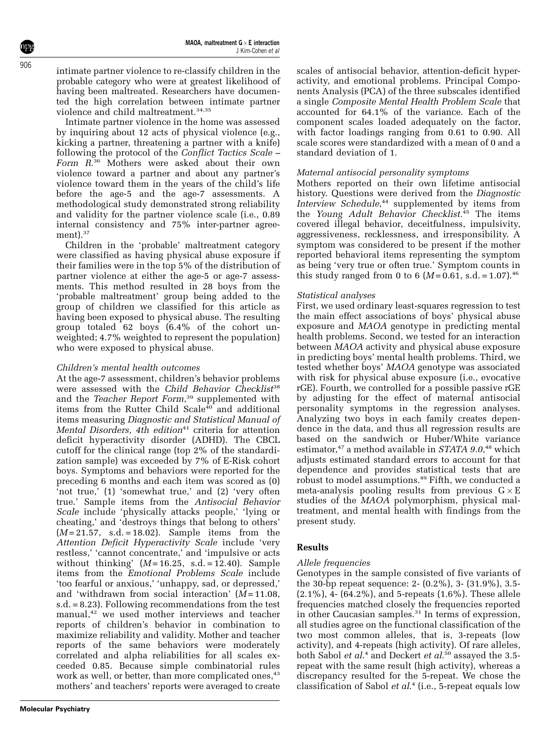intimate partner violence to re-classify children in the probable category who were at greatest likelihood of having been maltreated. Researchers have documented the high correlation between intimate partner violence and child maltreatment.[34,35]

Intimate partner violence in the home was assessed by inquiring about 12 acts of physical violence (e.g., kicking a partner, threatening a partner with a knife) following the protocol of the *Conflict Tactics Scale – Form R*.[36] Mothers were asked about their own violence toward a partner and about any partner's violence toward them in the years of the child's life before the age-5 and the age-7 assessments. A methodological study demonstrated strong reliability and validity for the partner violence scale (i.e., 0.89 internal consistency and 75% inter-partner agreement).[37]

Children in the 'probable' maltreatment category were classified as having physical abuse exposure if their families were in the top 5% of the distribution of partner violence at either the age-5 or age-7 assessments. This method resulted in 28 boys from the 'probable maltreatment' group being added to the group of children we classified for this article as having been exposed to physical abuse. The resulting group totaled 62 boys (6.4% of the cohort unweighted; 4.7% weighted to represent the population) who were exposed to physical abuse.

*Children's mental health outcomes*

At the age-7 assessment, children's behavior problems were assessed with the *Child Behavior Checklist*[38] and the *Teacher Report Form*,[39] supplemented with items from the Rutter Child Scale[40] and additional items measuring *Diagnostic and Statistical Manual of Mental Disorders, 4th edition*[41] criteria for attention deficit hyperactivity disorder (ADHD). The CBCL cutoff for the clinical range (top 2% of the standardization sample) was exceeded by 7% of E-Risk cohort boys. Symptoms and behaviors were reported for the preceding 6 months and each item was scored as (0) 'not true,' (1) 'somewhat true,' and (2) 'very often true.' Sample items from the *Antisocial Behavior Scale* include 'physically attacks people,' 'lying or cheating,' and 'destroys things that belong to others' ($M = 21.57$, s.d. $= 18.02$). Sample items from the *Attention Deficit Hyperactivity Scale* include 'very restless,' 'cannot concentrate,' and 'impulsive or acts without thinking' ($M = 16.25$, s.d. $= 12.40$). Sample items from the *Emotional Problems Scale* include 'too fearful or anxious,' 'unhappy, sad, or depressed,' and 'withdrawn from social interaction' ($M = 11.08$, s.d. $= 8.23$). Following recommendations from the test manual,[42] we used mother interviews and teacher reports of children's behavior in combination to maximize reliability and validity. Mother and teacher reports of the same behaviors were moderately correlated and alpha reliabilities for all scales exceeded 0.85. Because simple combinatorial rules work as well, or better, than more complicated ones,[43] mothers' and teachers' reports were averaged to create scales of antisocial behavior, attention-deficit hyperactivity, and emotional problems. Principal Components Analysis (PCA) of the three subscales identified a single *Composite Mental Health Problem Scale* that accounted for 64.1% of the variance. Each of the component scales loaded adequately on the factor, with factor loadings ranging from 0.61 to 0.90. All scale scores were standardized with a mean of 0 and a standard deviation of 1.

*Maternal antisocial personality symptoms*

Mothers reported on their own lifetime antisocial history. Questions were derived from the *Diagnostic Interview Schedule*,[44] supplemented by items from the *Young Adult Behavior Checklist*.[45] The items covered illegal behavior, deceitfulness, impulsivity, aggressiveness, recklessness, and irresponsibility. A symptom was considered to be present if the mother reported behavioral items representing the symptom as being 'very true or often true.' Symptom counts in this study ranged from 0 to 6 ($M = 0.61$, s.d. $= 1.07$).[46]

*Statistical analyses*

First, we used ordinary least-squares regression to test the main effect associations of boys' physical abuse exposure and *MAOA* genotype in predicting mental health problems. Second, we tested for an interaction between *MAOA* activity and physical abuse exposure in predicting boys' mental health problems. Third, we tested whether boys' *MAOA* genotype was associated with risk for physical abuse exposure (i.e., evocative rGE). Fourth, we controlled for a possible passive rGE by adjusting for the effect of maternal antisocial personality symptoms in the regression analyses. Analyzing two boys in each family creates dependence in the data, and thus all regression results are based on the sandwich or Huber/White variance estimator,[47] a method available in *STATA 9.0*,[48] which adjusts estimated standard errors to account for that dependence and provides statistical tests that are robust to model assumptions.[49] Fifth, we conducted a meta-analysis pooling results from previous $G \times E$ studies of the *MAOA* polymorphism, physical maltreatment, and mental health with findings from the present study.

## Results

*Allele frequencies*

Genotypes in the sample consisted of five variants of the 30-bp repeat sequence: 2- (0.2%), 3- (31.9%), 3.5- (2.1%), 4- (64.2%), and 5-repeats (1.6%). These allele frequencies matched closely the frequencies reported in other Caucasian samples.[31] In terms of expression, all studies agree on the functional classification of the two most common alleles, that is, 3-repeats (low activity), and 4-repeats (high activity). Of rare alleles, both Sabol *et al*.[4] and Deckert *et al*.[50] assayed the 3.5-repeat with the same result (high activity), whereas a discrepancy resulted for the 5-repeat. We chose the classification of Sabol *et al*.[4] (i.e., 5-repeat equals low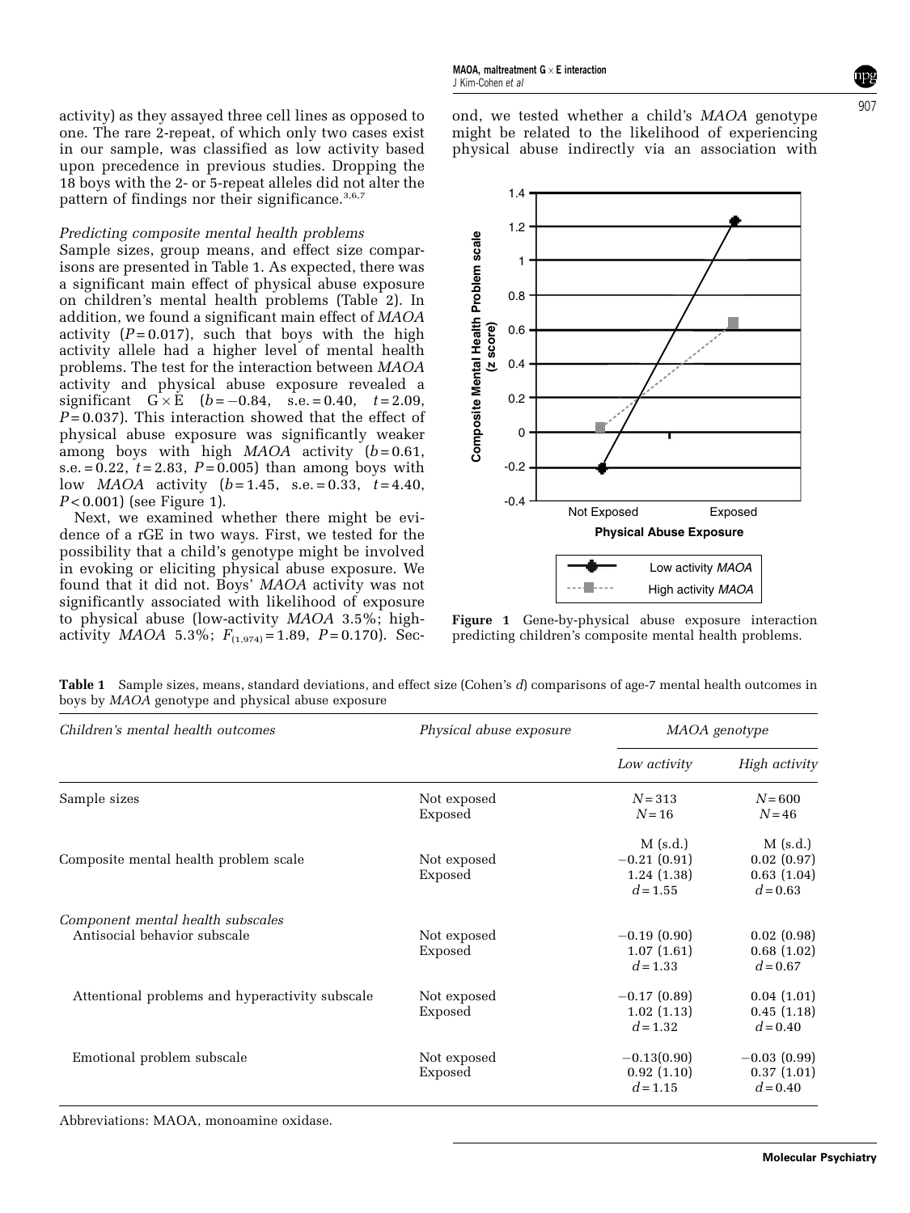activity) as they assayed three cell lines as opposed to one. The rare 2-repeat, of which only two cases exist in our sample, was classified as low activity based upon precedence in previous studies. Dropping the 18 boys with the 2- or 5-repeat alleles did not alter the pattern of findings nor their significance.[3,6,7]

*Predicting composite mental health problems*

Sample sizes, group means, and effect size comparisons are presented in Table 1. As expected, there was a significant main effect of physical abuse exposure on children's mental health problems (Table 2). In addition, we found a significant main effect of *MAOA* activity ($P = 0.017$), such that boys with the high activity allele had a higher level of mental health problems. The test for the interaction between *MAOA* activity and physical abuse exposure revealed a significant G × E ($b = -0.84$, s.e. $= 0.40$, $t = 2.09$, $P = 0.037$). This interaction showed that the effect of physical abuse exposure was significantly weaker among boys with high *MAOA* activity ($b = 0.61$, s.e. $= 0.22$, $t = 2.83$, $P = 0.005$) than among boys with low *MAOA* activity ($b = 1.45$, s.e. $= 0.33$, $t = 4.40$, $P < 0.001$) (see Figure 1).

Next, we examined whether there might be evidence of a rGE in two ways. First, we tested for the possibility that a child's genotype might be involved in evoking or eliciting physical abuse exposure. We found that it did not. Boys' *MAOA* activity was not significantly associated with likelihood of exposure to physical abuse (low-activity *MAOA* 3.5%; high-activity *MAOA* 5.3%; $F_{(1,974)} = 1.89$, $P = 0.170$). Second, we tested whether a child's *MAOA* genotype might be related to the likelihood of experiencing physical abuse indirectly via an association with

**Figure 1** Gene-by-physical abuse exposure interaction predicting children's composite mental health problems.

**Table 1** Sample sizes, means, standard deviations, and effect size (Cohen's *d*) comparisons of age-7 mental health outcomes in boys by *MAOA* genotype and physical abuse exposure

| *Children's mental health outcomes* | *Physical abuse exposure* | *MAOA genotype* | |
|---|---|---|---|
| | | *Low activity* | *High activity* |
| Sample sizes | Not exposed | $N = 313$ | $N = 600$ |
| | Exposed | $N = 16$ | $N = 46$ |
| | | M (s.d.) | M (s.d.) |
| Composite mental health problem scale | Not exposed | −0.21 (0.91) | 0.02 (0.97) |
| | Exposed | 1.24 (1.38) | 0.63 (1.04) |
| | | $d = 1.55$ | $d = 0.63$ |
| *Component mental health subscales* | | | |
| Antisocial behavior subscale | Not exposed | −0.19 (0.90) | 0.02 (0.98) |
| | Exposed | 1.07 (1.61) | 0.68 (1.02) |
| | | $d = 1.33$ | $d = 0.67$ |
| Attentional problems and hyperactivity subscale | Not exposed | −0.17 (0.89) | 0.04 (1.01) |
| | Exposed | 1.02 (1.13) | 0.45 (1.18) |
| | | $d = 1.32$ | $d = 0.40$ |
| Emotional problem subscale | Not exposed | −0.13(0.90) | −0.03 (0.99) |
| | Exposed | 0.92 (1.10) | 0.37 (1.01) |
| | | $d = 1.15$ | $d = 0.40$ |

Abbreviations: MAOA, monoamine oxidase.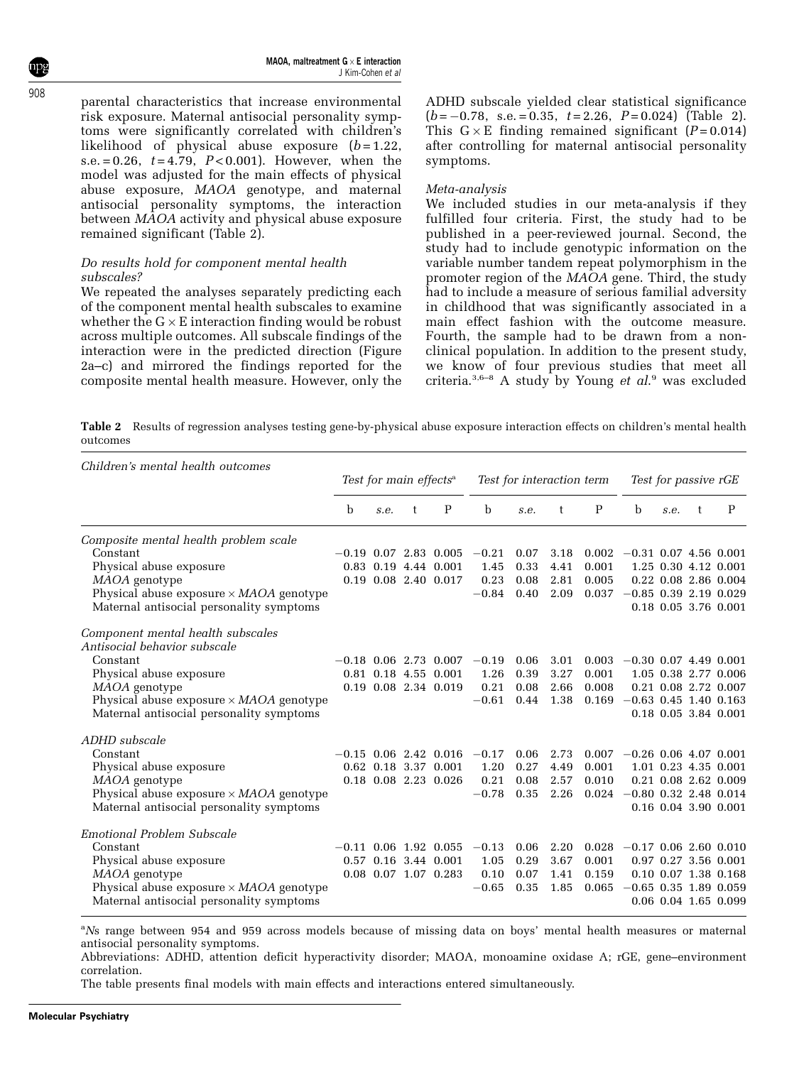parental characteristics that increase environmental risk exposure. Maternal antisocial personality symptoms were significantly correlated with children's likelihood of physical abuse exposure ($b = 1.22$, s.e. $= 0.26$, $t = 4.79$, $P < 0.001$). However, when the model was adjusted for the main effects of physical abuse exposure, *MAOA* genotype, and maternal antisocial personality symptoms, the interaction between *MAOA* activity and physical abuse exposure remained significant (Table 2).

*Do results hold for component mental health subscales?*

We repeated the analyses separately predicting each of the component mental health subscales to examine whether the G × E interaction finding would be robust across multiple outcomes. All subscale findings of the interaction were in the predicted direction (Figure 2a–c) and mirrored the findings reported for the composite mental health measure. However, only the ADHD subscale yielded clear statistical significance ($b = -0.78$, s.e. $= 0.35$, $t = 2.26$, $P = 0.024$) (Table 2). This G × E finding remained significant ($P = 0.014$) after controlling for maternal antisocial personality symptoms.

*Meta-analysis*

We included studies in our meta-analysis if they fulfilled four criteria. First, the study had to be published in a peer-reviewed journal. Second, the study had to include genotypic information on the variable number tandem repeat polymorphism in the promoter region of the *MAOA* gene. Third, the study had to include a measure of serious familial adversity in childhood that was significantly associated in a main effect fashion with the outcome measure. Fourth, the sample had to be drawn from a nonclinical population. In addition to the present study, we know of four previous studies that meet all criteria.[3,6–8] A study by Young *et al.*[9] was excluded

**Table 2** Results of regression analyses testing gene-by-physical abuse exposure interaction effects on children's mental health outcomes

| *Children's mental health outcomes* | *Test for main effects*[a] | | | | *Test for interaction term* | | | | *Test for passive rGE* | | | |
|---|---|---|---|---|---|---|---|---|---|---|---|---|
| | b | *s.e.* | t | P | b | *s.e.* | t | P | b | *s.e.* | t | P |
| *Composite mental health problem scale* | | | | | | | | | | | | |
| Constant | −0.19 | 0.07 | 2.83 | 0.005 | −0.21 | 0.07 | 3.18 | 0.002 | −0.31 | 0.07 | 4.56 | 0.001 |
| Physical abuse exposure | 0.83 | 0.19 | 4.44 | 0.001 | 1.45 | 0.33 | 4.41 | 0.001 | 1.25 | 0.30 | 4.12 | 0.001 |
| *MAOA* genotype | 0.19 | 0.08 | 2.40 | 0.017 | 0.23 | 0.08 | 2.81 | 0.005 | 0.22 | 0.08 | 2.86 | 0.004 |
| Physical abuse exposure × *MAOA* genotype | | | | | −0.84 | 0.40 | 2.09 | 0.037 | −0.85 | 0.39 | 2.19 | 0.029 |
| Maternal antisocial personality symptoms | | | | | | | | | 0.18 | 0.05 | 3.76 | 0.001 |
| *Component mental health subscales* | | | | | | | | | | | | |
| *Antisocial behavior subscale* | | | | | | | | | | | | |
| Constant | −0.18 | 0.06 | 2.73 | 0.007 | −0.19 | 0.06 | 3.01 | 0.003 | −0.30 | 0.07 | 4.49 | 0.001 |
| Physical abuse exposure | 0.81 | 0.18 | 4.55 | 0.001 | 1.26 | 0.39 | 3.27 | 0.001 | 1.05 | 0.38 | 2.77 | 0.006 |
| *MAOA* genotype | 0.19 | 0.08 | 2.34 | 0.019 | 0.21 | 0.08 | 2.66 | 0.008 | 0.21 | 0.08 | 2.72 | 0.007 |
| Physical abuse exposure × *MAOA* genotype | | | | | −0.61 | 0.44 | 1.38 | 0.169 | −0.63 | 0.45 | 1.40 | 0.163 |
| Maternal antisocial personality symptoms | | | | | | | | | 0.18 | 0.05 | 3.84 | 0.001 |
| *ADHD subscale* | | | | | | | | | | | | |
| Constant | −0.15 | 0.06 | 2.42 | 0.016 | −0.17 | 0.06 | 2.73 | 0.007 | −0.26 | 0.06 | 4.07 | 0.001 |
| Physical abuse exposure | 0.62 | 0.18 | 3.37 | 0.001 | 1.20 | 0.27 | 4.49 | 0.001 | 1.01 | 0.23 | 4.35 | 0.001 |
| *MAOA* genotype | 0.18 | 0.08 | 2.23 | 0.026 | 0.21 | 0.08 | 2.57 | 0.010 | 0.21 | 0.08 | 2.62 | 0.009 |
| Physical abuse exposure × *MAOA* genotype | | | | | −0.78 | 0.35 | 2.26 | 0.024 | −0.80 | 0.32 | 2.48 | 0.014 |
| Maternal antisocial personality symptoms | | | | | | | | | 0.16 | 0.04 | 3.90 | 0.001 |
| *Emotional Problem Subscale* | | | | | | | | | | | | |
| Constant | −0.11 | 0.06 | 1.92 | 0.055 | −0.13 | 0.06 | 2.20 | 0.028 | −0.17 | 0.06 | 2.60 | 0.010 |
| Physical abuse exposure | 0.57 | 0.16 | 3.44 | 0.001 | 1.05 | 0.29 | 3.67 | 0.001 | 0.97 | 0.27 | 3.56 | 0.001 |
| *MAOA* genotype | 0.08 | 0.07 | 1.07 | 0.283 | 0.10 | 0.07 | 1.41 | 0.159 | 0.10 | 0.07 | 1.38 | 0.168 |
| Physical abuse exposure × *MAOA* genotype | | | | | −0.65 | 0.35 | 1.85 | 0.065 | −0.65 | 0.35 | 1.89 | 0.059 |
| Maternal antisocial personality symptoms | | | | | | | | | 0.06 | 0.04 | 1.65 | 0.099 |

[a]*N*s range between 954 and 959 across models because of missing data on boys' mental health measures or maternal antisocial personality symptoms.

Abbreviations: ADHD, attention deficit hyperactivity disorder; MAOA, monoamine oxidase A; rGE, gene–environment correlation.

The table presents final models with main effects and interactions entered simultaneously.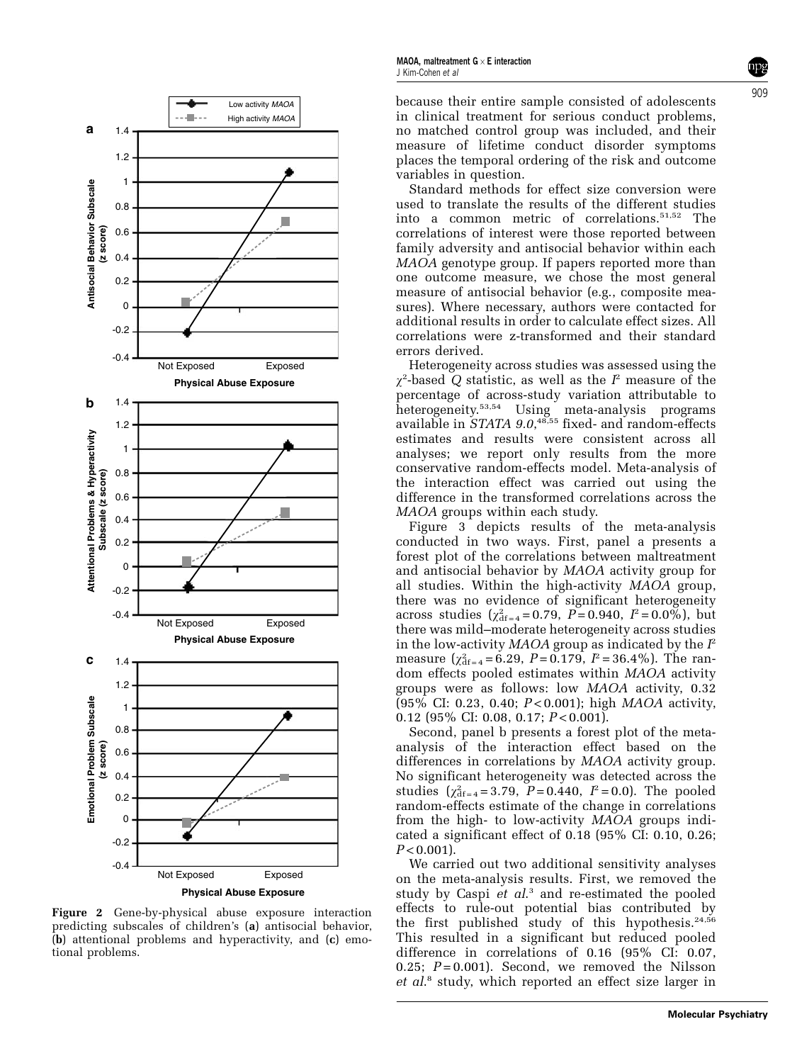Figure 2 Gene-by-physical abuse exposure interaction predicting subscales of children's (**a**) antisocial behavior, (**b**) attentional problems and hyperactivity, and (**c**) emotional problems.

because their entire sample consisted of adolescents in clinical treatment for serious conduct problems, no matched control group was included, and their measure of lifetime conduct disorder symptoms places the temporal ordering of the risk and outcome variables in question.

Standard methods for effect size conversion were used to translate the results of the different studies into a common metric of correlations.[51,52] The correlations of interest were those reported between family adversity and antisocial behavior within each *MAOA* genotype group. If papers reported more than one outcome measure, we chose the most general measure of antisocial behavior (e.g., composite measures). Where necessary, authors were contacted for additional results in order to calculate effect sizes. All correlations were z-transformed and their standard errors derived.

Heterogeneity across studies was assessed using the $\chi^2$-based $Q$ statistic, as well as the $I^2$ measure of the percentage of across-study variation attributable to heterogeneity.[53,54] Using meta-analysis programs available in *STATA 9.0*,[48,55] fixed- and random-effects estimates and results were consistent across all analyses; we report only results from the more conservative random-effects model. Meta-analysis of the interaction effect was carried out using the difference in the transformed correlations across the *MAOA* groups within each study.

Figure 3 depicts results of the meta-analysis conducted in two ways. First, panel a presents a forest plot of the correlations between maltreatment and antisocial behavior by *MAOA* activity group for all studies. Within the high-activity *MAOA* group, there was no evidence of significant heterogeneity across studies ($\chi^2_{\text{df}=4}=0.79$, $P=0.940$, $I^2=0.0\%$), but there was mild–moderate heterogeneity across studies in the low-activity *MAOA* group as indicated by the $I^2$ measure ($\chi^2_{\text{df}=4}=6.29$, $P=0.179$, $I^2=36.4\%$). The random effects pooled estimates within *MAOA* activity groups were as follows: low *MAOA* activity, 0.32 (95% CI: 0.23, 0.40; $P<0.001$); high *MAOA* activity, 0.12 (95% CI: 0.08, 0.17; $P<0.001$).

Second, panel b presents a forest plot of the meta-analysis of the interaction effect based on the differences in correlations by *MAOA* activity group. No significant heterogeneity was detected across the studies ($\chi^2_{\text{df}=4}=3.79$, $P=0.440$, $I^2=0.0$). The pooled random-effects estimate of the change in correlations from the high- to low-activity *MAOA* groups indicated a significant effect of 0.18 (95% CI: 0.10, 0.26; $P<0.001$).

We carried out two additional sensitivity analyses on the meta-analysis results. First, we removed the study by Caspi *et al*.[3] and re-estimated the pooled effects to rule-out potential bias contributed by the first published study of this hypothesis.[24,56] This resulted in a significant but reduced pooled difference in correlations of 0.16 (95% CI: 0.07, 0.25; $P=0.001$). Second, we removed the Nilsson *et al*.[8] study, which reported an effect size larger in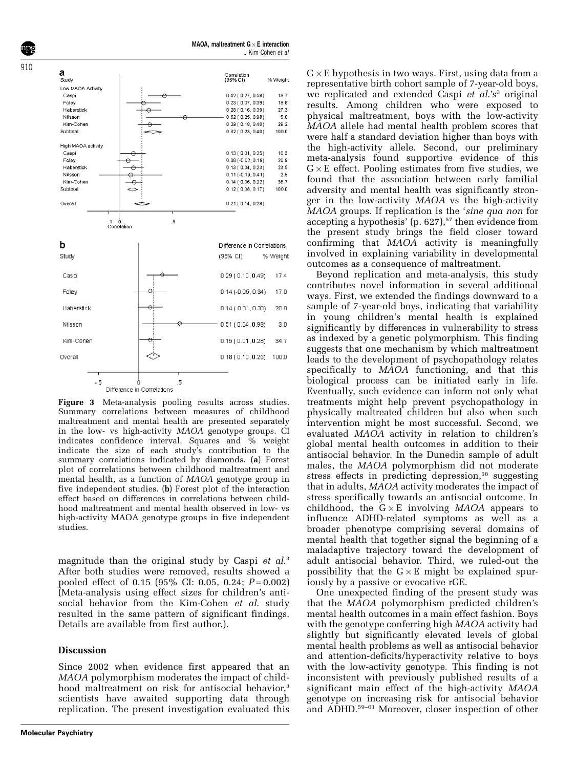**a**

| Study | Correlation (95% CI) | % Weight |
|---|---|---|
| Low MAOA Activity | | |
| Caspi | 0.42 ( 0.27, 0.58) | 19.7 |
| Foley | 0.23 ( 0.07, 0.39) | 18.8 |
| Haberstick | 0.28 ( 0.16, 0.39) | 27.3 |
| Nilsson | 0.62 ( 0.25, 0.98) | 5.0 |
| Kim-Cohen | 0.29 ( 0.18, 0.40) | 29.2 |
| Subtotal | 0.32 ( 0.23, 0.40) | 100.0 |
| High MAOA activity | | |
| Caspi | 0.13 ( 0.01, 0.25) | 16.3 |
| Foley | 0.08 (-0.02, 0.19) | 20.9 |
| Haberstick | 0.13 ( 0.04, 0.23) | 23.5 |
| Nilsson | 0.11 (-0.19, 0.41) | 2.5 |
| Kim-Cohen | 0.14 ( 0.06, 0.22) | 36.7 |
| Subtotal | 0.12 ( 0.08, 0.17) | 100.0 |
| Overall | 0.21 ( 0.14, 0.28) | |

**b**

| Study | Difference in Correlations (95% CI) | % Weight |
|---|---|---|
| Caspi | 0.29 ( 0.10, 0.49) | 17.4 |
| Foley | 0.14 (-0.05, 0.34) | 17.0 |
| Haberstick | 0.14 (-0.01, 0.30) | 26.0 |
| Nilsson | 0.51 ( 0.04, 0.98) | 3.0 |
| Kim-Cohen | 0.15 ( 0.01, 0.28) | 34.7 |
| Overall | 0.18 ( 0.10, 0.26) | 100.0 |

**Figure 3** Meta-analysis pooling results across studies. Summary correlations between measures of childhood maltreatment and mental health are presented separately in the low- vs high-activity *MAOA* genotype groups. CI indicates confidence interval. Squares and % weight indicate the size of each study's contribution to the summary correlations indicated by diamonds. (**a**) Forest plot of correlations between childhood maltreatment and mental health, as a function of *MAOA* genotype group in five independent studies. (**b**) Forest plot of the interaction effect based on differences in correlations between childhood maltreatment and mental health observed in low- vs high-activity MAOA genotype groups in five independent studies.

magnitude than the original study by Caspi *et al.*[3] After both studies were removed, results showed a pooled effect of 0.15 (95% CI: 0.05, 0.24; $P = 0.002$) (Meta-analysis using effect sizes for children's antisocial behavior from the Kim-Cohen *et al.* study resulted in the same pattern of significant findings. Details are available from first author.).

## Discussion

Since 2002 when evidence first appeared that an *MAOA* polymorphism moderates the impact of childhood maltreatment on risk for antisocial behavior,[3] scientists have awaited supporting data through replication. The present investigation evaluated this $G \times E$ hypothesis in two ways. First, using data from a representative birth cohort sample of 7-year-old boys, we replicated and extended Caspi *et al.*'s[3] original results. Among children who were exposed to physical maltreatment, boys with the low-activity *MAOA* allele had mental health problem scores that were half a standard deviation higher than boys with the high-activity allele. Second, our preliminary meta-analysis found supportive evidence of this $G \times E$ effect. Pooling estimates from five studies, we found that the association between early familial adversity and mental health was significantly stronger in the low-activity *MAOA* vs the high-activity *MAOA* groups. If replication is the '*sine qua non* for accepting a hypothesis' (p. 627),[57] then evidence from the present study brings the field closer toward confirming that *MAOA* activity is meaningfully involved in explaining variability in developmental outcomes as a consequence of maltreatment.

Beyond replication and meta-analysis, this study contributes novel information in several additional ways. First, we extended the findings downward to a sample of 7-year-old boys, indicating that variability in young children's mental health is explained significantly by differences in vulnerability to stress as indexed by a genetic polymorphism. This finding suggests that one mechanism by which maltreatment leads to the development of psychopathology relates specifically to *MAOA* functioning, and that this biological process can be initiated early in life. Eventually, such evidence can inform not only what treatments might help prevent psychopathology in physically maltreated children but also when such intervention might be most successful. Second, we evaluated *MAOA* activity in relation to children's global mental health outcomes in addition to their antisocial behavior. In the Dunedin sample of adult males, the *MAOA* polymorphism did not moderate stress effects in predicting depression,[58] suggesting that in adults, *MAOA* activity moderates the impact of stress specifically towards an antisocial outcome. In childhood, the $G \times E$ involving *MAOA* appears to influence ADHD-related symptoms as well as a broader phenotype comprising several domains of mental health that together signal the beginning of a maladaptive trajectory toward the development of adult antisocial behavior. Third, we ruled-out the possibility that the $G \times E$ might be explained spuriously by a passive or evocative rGE.

One unexpected finding of the present study was that the *MAOA* polymorphism predicted children's mental health outcomes in a main effect fashion. Boys with the genotype conferring high *MAOA* activity had slightly but significantly elevated levels of global mental health problems as well as antisocial behavior and attention-deficits/hyperactivity relative to boys with the low-activity genotype. This finding is not inconsistent with previously published results of a significant main effect of the high-activity *MAOA* genotype on increasing risk for antisocial behavior and ADHD.[59–61] Moreover, closer inspection of other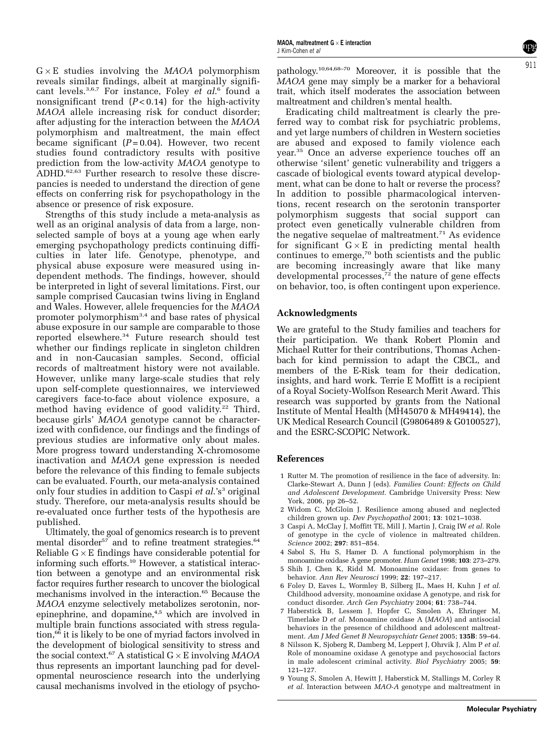G × E studies involving the *MAOA* polymorphism reveals similar findings, albeit at marginally significant levels.[3,6,7] For instance, Foley *et al.*[6] found a nonsignificant trend ($P < 0.14$) for the high-activity *MAOA* allele increasing risk for conduct disorder; after adjusting for the interaction between the *MAOA* polymorphism and maltreatment, the main effect became significant ($P = 0.04$). However, two recent studies found contradictory results with positive prediction from the low-activity *MAOA* genotype to ADHD.[62,63] Further research to resolve these discrepancies is needed to understand the direction of gene effects on conferring risk for psychopathology in the absence or presence of risk exposure.

Strengths of this study include a meta-analysis as well as an original analysis of data from a large, nonselected sample of boys at a young age when early emerging psychopathology predicts continuing difficulties in later life. Genotype, phenotype, and physical abuse exposure were measured using independent methods. The findings, however, should be interpreted in light of several limitations. First, our sample comprised Caucasian twins living in England and Wales. However, allele frequencies for the *MAOA* promoter polymorphism[3,4] and base rates of physical abuse exposure in our sample are comparable to those reported elsewhere.[34] Future research should test whether our findings replicate in singleton children and in non-Caucasian samples. Second, official records of maltreatment history were not available. However, unlike many large-scale studies that rely upon self-complete questionnaires, we interviewed caregivers face-to-face about violence exposure, a method having evidence of good validity.[22] Third, because girls' *MAOA* genotype cannot be characterized with confidence, our findings and the findings of previous studies are informative only about males. More progress toward understanding X-chromosome inactivation and *MAOA* gene expression is needed before the relevance of this finding to female subjects can be evaluated. Fourth, our meta-analysis contained only four studies in addition to Caspi *et al.*'s[3] original study. Therefore, our meta-analysis results should be re-evaluated once further tests of the hypothesis are published.

Ultimately, the goal of genomics research is to prevent mental disorder[57] and to refine treatment strategies.[64] Reliable G × E findings have considerable potential for informing such efforts.[10] However, a statistical interaction between a genotype and an environmental risk factor requires further research to uncover the biological mechanisms involved in the interaction.[65] Because the *MAOA* enzyme selectively metabolizes serotonin, norepinephrine, and dopamine,[4,5] which are involved in multiple brain functions associated with stress regulation,[66] it is likely to be one of myriad factors involved in the development of biological sensitivity to stress and the social context.[67] A statistical G × E involving *MAOA* thus represents an important launching pad for developmental neuroscience research into the underlying causal mechanisms involved in the etiology of psychopathology.[10,64,68–70] Moreover, it is possible that the *MAOA* gene may simply be a marker for a behavioral trait, which itself moderates the association between maltreatment and children's mental health.

Eradicating child maltreatment is clearly the preferred way to combat risk for psychiatric problems, and yet large numbers of children in Western societies are abused and exposed to family violence each year.[35] Once an adverse experience touches off an otherwise 'silent' genetic vulnerability and triggers a cascade of biological events toward atypical development, what can be done to halt or reverse the process? In addition to possible pharmacological interventions, recent research on the serotonin transporter polymorphism suggests that social support can protect even genetically vulnerable children from the negative sequelae of maltreatment.[71] As evidence for significant G × E in predicting mental health continues to emerge,[70] both scientists and the public are becoming increasingly aware that like many developmental processes,[72] the nature of gene effects on behavior, too, is often contingent upon experience.

## Acknowledgments

We are grateful to the Study families and teachers for their participation. We thank Robert Plomin and Michael Rutter for their contributions, Thomas Achenbach for kind permission to adapt the CBCL, and members of the E-Risk team for their dedication, insights, and hard work. Terrie E Moffitt is a recipient of a Royal Society-Wolfson Research Merit Award. This research was supported by grants from the National Institute of Mental Health (MH45070 & MH49414), the UK Medical Research Council (G9806489 & G0100527), and the ESRC-SCOPIC Network.

## References

1. Rutter M. The promotion of resilience in the face of adversity. In: Clarke-Stewart A, Dunn J (eds). *Families Count: Effects on Child and Adolescent Development*. Cambridge University Press: New York, 2006, pp 26–52.
2. Widom C, McGloin J. Resilience among abused and neglected children grown up. *Dev Psychopathol* 2001; **13**: 1021–1038.
3. Caspi A, McClay J, Moffitt TE, Mill J, Martin J, Craig IW *et al.* Role of genotype in the cycle of violence in maltreated children. *Science* 2002; **297**: 851–854.
4. Sabol S, Hu S, Hamer D. A functional polymorphism in the monoamine oxidase A gene promoter. *Hum Genet* 1998; **103**: 273–279.
5. Shih J, Chen K, Ridd M. Monoamine oxidase: from genes to behavior. *Ann Rev Neurosci* 1999; **22**: 197–217.
6. Foley D, Eaves L, Wormley B, Silberg JL, Maes H, Kuhn J *et al.* Childhood adversity, monoamine oxidase A genotype, and risk for conduct disorder. *Arch Gen Psychiatry* 2004; **61**: 738–744.
7. Haberstick B, Lessem J, Hopfer C, Smolen A, Ehringer M, Timerlake D *et al.* Monoamine oxidase A (*MAOA*) and antisocial behaviors in the presence of childhood and adolescent maltreatment. *Am J Med Genet B Neuropsychiatr Genet* 2005; **135B**: 59–64.
8. Nilsson K, Sjoberg R, Damberg M, Leppert J, Ohrvik J, Alm P *et al.* Role of monoamine oxidase A genotype and psychosocial factors in male adolescent criminal activity. *Biol Psychiatry* 2005; **59**: 121–127.
9. Young S, Smolen A, Hewitt J, Haberstick M, Stallings M, Corley R *et al.* Interaction between *MAO-A* genotype and maltreatment in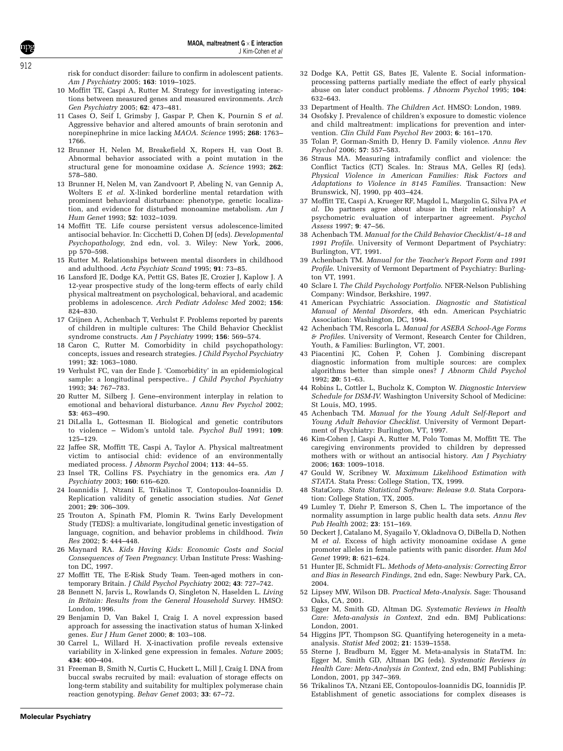risk for conduct disorder: failure to confirm in adolescent patients. *Am J Psychiatry* 2005; **163**: 1019–1025.

10 Moffitt TE, Caspi A, Rutter M. Strategy for investigating interactions between measured genes and measured environments. *Arch Gen Psychiatry* 2005; **62**: 473–481.

11 Cases O, Seif I, Grimsby J, Gaspar P, Chen K, Pournin S *et al.* Aggressive behavior and altered amounts of brain serotonin and norepinephrine in mice lacking *MAOA*. *Science* 1995; **268**: 1763–1766.

12 Brunner H, Nelen M, Breakefield X, Ropers H, van Oost B. Abnormal behavior associated with a point mutation in the structural gene for monoamine oxidase A. *Science* 1993; **262**: 578–580.

13 Brunner H, Nelen M, van Zandvoort P, Abeling N, van Gennip A, Wolters E *et al.* X-linked borderline mental retardation with prominent behavioral disturbance: phenotype, genetic localization, and evidence for disturbed monoamine metabolism. *Am J Hum Genet* 1993; **52**: 1032–1039.

14 Moffitt TE. Life course persistent versus adolescence-limited antisocial behavior. In: Cicchetti D, Cohen DJ (eds). *Developmental Psychopathology*, 2nd edn, vol. 3. Wiley: New York, 2006, pp 570–598.

15 Rutter M. Relationships between mental disorders in childhood and adulthood. *Acta Psychiatr Scand* 1995; **91**: 73–85.

16 Lansford JE, Dodge KA, Pettit GS, Bates JE, Crozier J, Kaplow J. A 12-year prospective study of the long-term effects of early child physical maltreatment on psychological, behavioral, and academic problems in adolescence. *Arch Pediatr Adolesc Med* 2002; **156**: 824–830.

17 Crijnen A, Achenbach T, Verhulst F. Problems reported by parents of children in multiple cultures: The Child Behavior Checklist syndrome constructs. *Am J Psychiatry* 1999; **156**: 569–574.

18 Caron C, Rutter M. Comorbidity in child psychopathology: concepts, issues and research strategies. *J Child Psychol Psychiatry* 1991; **32**: 1063–1080.

19 Verhulst FC, van der Ende J. 'Comorbidity' in an epidemiological sample: a longitudinal perspective.. *J Child Psychol Psychiatry* 1993; **34**: 767–783.

20 Rutter M, Silberg J. Gene–environment interplay in relation to emotional and behavioral disturbance. *Annu Rev Psychol* 2002; **53**: 463–490.

21 DiLalla L, Gottesman II. Biological and genetic contributors to violence – Widom's untold tale. *Psychol Bull* 1991; **109**: 125–129.

22 Jaffee SR, Moffitt TE, Caspi A, Taylor A. Physical maltreatment victim to antisocial chid: evidence of an environmentally mediated process. *J Abnorm Psychol* 2004; **113**: 44–55.

23 Insel TR, Collins FS. Psychiatry in the genomics era. *Am J Psychiatry* 2003; **160**: 616–620.

24 Ioannidis J, Ntzani E, Trikalinos T, Contopoulos-Ioannidis D. Replication validity of genetic association studies. *Nat Genet* 2001; **29**: 306–309.

25 Trouton A, Spinath FM, Plomin R. Twins Early Development Study (TEDS): a multivariate, longitudinal genetic investigation of language, cognition, and behavior problems in childhood. *Twin Res* 2002; **5**: 444–448.

26 Maynard RA. *Kids Having Kids: Economic Costs and Social Consequences of Teen Pregnancy*. Urban Institute Press: Washington DC, 1997.

27 Moffitt TE, The E-Risk Study Team. Teen-aged mothers in contemporary Britain. *J Child Psychol Psychiatry* 2002; **43**: 727–742.

28 Bennett N, Jarvis L, Rowlands O, Singleton N, Haselden L. *Living in Britain: Results from the General Household Survey*. HMSO: London, 1996.

29 Benjamin D, Van Bakel I, Craig I. A novel expression based approach for assessing the inactivation status of human X-linked genes. *Eur J Hum Genet* 2000; **8**: 103–108.

30 Carrel L, Willard H. X-inactivation profile reveals extensive variability in X-linked gene expression in females. *Nature* 2005; **434**: 400–404.

31 Freeman B, Smith N, Curtis C, Huckett L, Mill J, Craig I. DNA from buccal swabs recruited by mail: evaluation of storage effects on long-term stability and suitability for multiplex polymerase chain reaction genotyping. *Behav Genet* 2003; **33**: 67–72.

32 Dodge KA, Pettit GS, Bates JE, Valente E. Social information-processing patterns partially mediate the effect of early physical abuse on later conduct problems. *J Abnorm Psychol* 1995; **104**: 632–643.

33 Department of Health. *The Children Act*. HMSO: London, 1989.

34 Osofsky J. Prevalence of children's exposure to domestic violence and child maltreatment: implications for prevention and intervention. *Clin Child Fam Psychol Rev* 2003; **6**: 161–170.

35 Tolan P, Gorman-Smith D, Henry D. Family violence. *Annu Rev Psychol* 2006; **57**: 557–583.

36 Straus MA. Measuring intrafamily conflict and violence: the Conflict Tactics (CT) Scales. In: Straus MA, Gelles RJ (eds). *Physical Violence in American Families: Risk Factors and Adaptations to Violence in 8145 Families*. Transaction: New Brunswick, NJ, 1990, pp 403–424.

37 Moffitt TE, Caspi A, Krueger RF, Magdol L, Margolin G, Silva PA *et al.* Do partners agree about abuse in their relationship? A psychometric evaluation of interpartner agreement. *Psychol Assess* 1997; **9**: 47–56.

38 Achenbach TM. *Manual for the Child Behavior Checklist/4–18 and 1991 Profile*. University of Vermont Department of Psychiatry: Burlington, VT, 1991.

39 Achenbach TM. *Manual for the Teacher's Report Form and 1991 Profile*. University of Vermont Department of Psychiatry: Burlington VT, 1991.

40 Sclare I. *The Child Psychology Portfolio*. NFER-Nelson Publishing Company: Windsor, Berkshire, 1997.

41 American Psychiatric Association. *Diagnostic and Statistical Manual of Mental Disorders*, 4th edn. American Psychiatric Association: Washington, DC, 1994.

42 Achenbach TM, Rescorla L. *Manual for ASEBA School-Age Forms & Profiles*. University of Vermont, Research Center for Children, Youth, & Families: Burlington, VT, 2001.

43 Piacentini JC, Cohen P, Cohen J. Combining discrepant diagnostic information from multiple sources: are complex algorithms better than simple ones? *J Abnorm Child Psychol* 1992; **20**: 51–63.

44 Robins L, Cottler L, Bucholz K, Compton W. *Diagnostic Interview Schedule for DSM-IV*. Washington University School of Medicine: St Louis, MO, 1995.

45 Achenbach TM. *Manual for the Young Adult Self-Report and Young Adult Behavior Checklist*. University of Vermont Department of Psychiatry: Burlington, VT, 1997.

46 Kim-Cohen J, Caspi A, Rutter M, Polo Tomas M, Moffitt TE. The caregiving environments provided to children by depressed mothers with or without an antisocial history. *Am J Psychiatry* 2006; **163**: 1009–1018.

47 Gould W, Scribney W. *Maximum Likelihood Estimation with STATA*. Stata Press: College Station, TX, 1999.

48 StataCorp. *Stata Statistical Software: Release 9.0*. Stata Corporation: College Station, TX, 2005.

49 Lumley T, Diehr P, Emerson S, Chen L. The importance of the normality assumption in large public health data sets. *Annu Rev Pub Health* 2002; **23**: 151–169.

50 Deckert J, Catalano M, Syagailo Y, Okladnova O, DiBella D, Nothen M *et al.* Excess of high activity monoamine oxidase A gene promoter alleles in female patients with panic disorder. *Hum Mol Genet* 1999; **8**: 621–624.

51 Hunter JE, Schmidt FL. *Methods of Meta-analysis: Correcting Error and Bias in Research Findings*, 2nd edn, Sage: Newbury Park, CA, 2004.

52 Lipsey MW, Wilson DB. *Practical Meta-Analysis*. Sage: Thousand Oaks, CA, 2001.

53 Egger M, Smith GD, Altman DG. *Systematic Reviews in Health Care: Meta-analysis in Context*, 2nd edn. BMJ Publications: London, 2001.

54 Higgins JPT, Thompson SG. Quantifying heterogeneity in a meta-analysis. *Statist Med* 2002; **21**: 1539–1558.

55 Sterne J, Bradburn M, Egger M. Meta-analysis in StataTM. In: Egger M, Smith GD, Altman DG (eds). *Systematic Reviews in Health Care: Meta-Analysis in Context*, 2nd edn, BMJ Publishing: London, 2001, pp 347–369.

56 Trikalinos TA, Ntzani EE, Contopoulos-Ioannidis DG, Ioannidis JP. Establishment of genetic associations for complex diseases is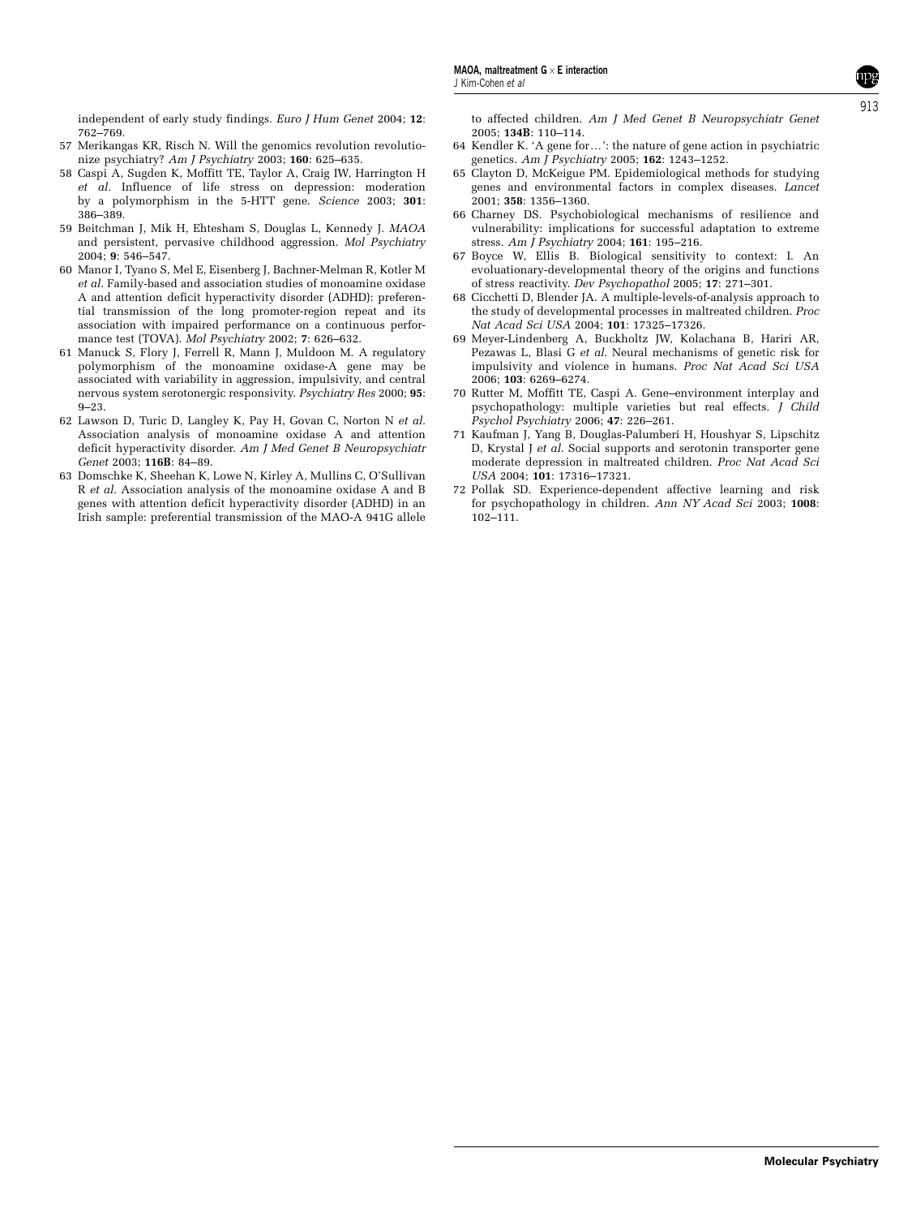independent of early study findings. *Euro J Hum Genet* 2004; **12**: 762–769.

57 Merikangas KR, Risch N. Will the genomics revolution revolutionize psychiatry? *Am J Psychiatry* 2003; **160**: 625–635.

58 Caspi A, Sugden K, Moffitt TE, Taylor A, Craig IW, Harrington H *et al.* Influence of life stress on depression: moderation by a polymorphism in the 5-HTT gene. *Science* 2003; **301**: 386–389.

59 Beitchman J, Mik H, Ehtesham S, Douglas L, Kennedy J. *MAOA* and persistent, pervasive childhood aggression. *Mol Psychiatry* 2004; **9**: 546–547.

60 Manor I, Tyano S, Mel E, Eisenberg J, Bachner-Melman R, Kotler M *et al.* Family-based and association studies of monoamine oxidase A and attention deficit hyperactivity disorder (ADHD): preferential transmission of the long promoter-region repeat and its association with impaired performance on a continuous performance test (TOVA). *Mol Psychiatry* 2002; **7**: 626–632.

61 Manuck S, Flory J, Ferrell R, Mann J, Muldoon M. A regulatory polymorphism of the monoamine oxidase-A gene may be associated with variability in aggression, impulsivity, and central nervous system serotonergic responsivity. *Psychiatry Res* 2000; **95**: 9–23.

62 Lawson D, Turic D, Langley K, Pay H, Govan C, Norton N *et al.* Association analysis of monoamine oxidase A and attention deficit hyperactivity disorder. *Am J Med Genet B Neuropsychiatr Genet* 2003; **116B**: 84–89.

63 Domschke K, Sheehan K, Lowe N, Kirley A, Mullins C, O'Sullivan R *et al.* Association analysis of the monoamine oxidase A and B genes with attention deficit hyperactivity disorder (ADHD) in an Irish sample: preferential transmission of the MAO-A 941G allele to affected children. *Am J Med Genet B Neuropsychiatr Genet* 2005; **134B**: 110–114.

64 Kendler K. 'A gene for…': the nature of gene action in psychiatric genetics. *Am J Psychiatry* 2005; **162**: 1243–1252.

65 Clayton D, McKeigue PM. Epidemiological methods for studying genes and environmental factors in complex diseases. *Lancet* 2001; **358**: 1356–1360.

66 Charney DS. Psychobiological mechanisms of resilience and vulnerability: implications for successful adaptation to extreme stress. *Am J Psychiatry* 2004; **161**: 195–216.

67 Boyce W, Ellis B. Biological sensitivity to context: I. An evoluationary-developmental theory of the origins and functions of stress reactivity. *Dev Psychopathol* 2005; **17**: 271–301.

68 Cicchetti D, Blender JA. A multiple-levels-of-analysis approach to the study of developmental processes in maltreated children. *Proc Nat Acad Sci USA* 2004; **101**: 17325–17326.

69 Meyer-Lindenberg A, Buckholtz JW, Kolachana B, Hariri AR, Pezawas L, Blasi G *et al.* Neural mechanisms of genetic risk for impulsivity and violence in humans. *Proc Nat Acad Sci USA* 2006; **103**: 6269–6274.

70 Rutter M, Moffitt TE, Caspi A. Gene–environment interplay and psychopathology: multiple varieties but real effects. *J Child Psychol Psychiatry* 2006; **47**: 226–261.

71 Kaufman J, Yang B, Douglas-Palumberi H, Houshyar S, Lipschitz D, Krystal J *et al.* Social supports and serotonin transporter gene moderate depression in maltreated children. *Proc Nat Acad Sci USA* 2004; **101**: 17316–17321.

72 Pollak SD. Experience-dependent affective learning and risk for psychopathology in children. *Ann NY Acad Sci* 2003; **1008**: 102–111.